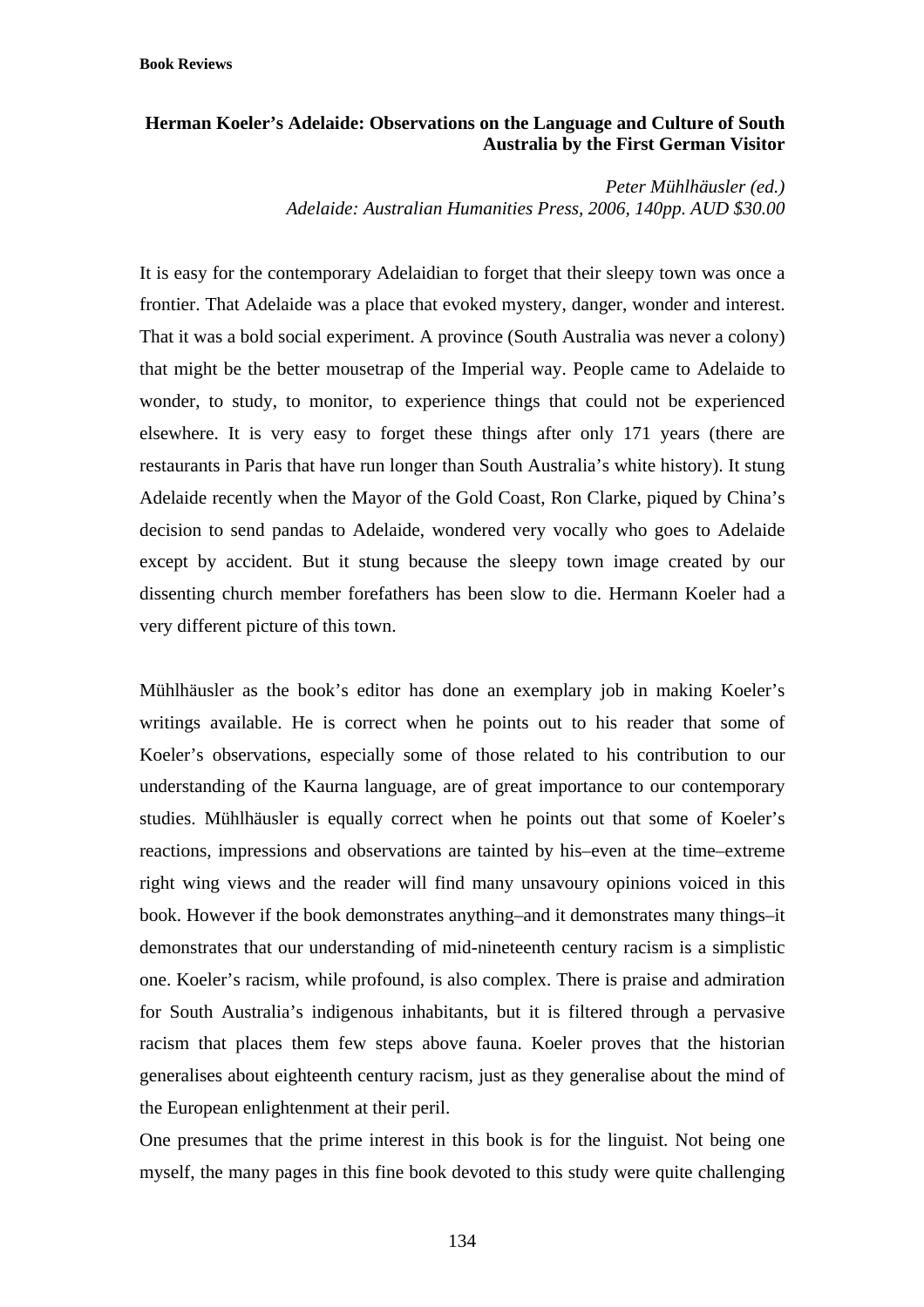# Herman Koeler's Adelaide: Observations on the Language and Culture of South Australia by the First German Visitor

*Peter Mühlhäusler (ed.)*
*Adelaide: Australian Humanities Press, 2006, 140pp. AUD $30.00*

It is easy for the contemporary Adelaidian to forget that their sleepy town was once a frontier. That Adelaide was a place that evoked mystery, danger, wonder and interest. That it was a bold social experiment. A province (South Australia was never a colony) that might be the better mousetrap of the Imperial way. People came to Adelaide to wonder, to study, to monitor, to experience things that could not be experienced elsewhere. It is very easy to forget these things after only 171 years (there are restaurants in Paris that have run longer than South Australia's white history). It stung Adelaide recently when the Mayor of the Gold Coast, Ron Clarke, piqued by China's decision to send pandas to Adelaide, wondered very vocally who goes to Adelaide except by accident. But it stung because the sleepy town image created by our dissenting church member forefathers has been slow to die. Hermann Koeler had a very different picture of this town.

Mühlhäusler as the book's editor has done an exemplary job in making Koeler's writings available. He is correct when he points out to his reader that some of Koeler's observations, especially some of those related to his contribution to our understanding of the Kaurna language, are of great importance to our contemporary studies. Mühlhäusler is equally correct when he points out that some of Koeler's reactions, impressions and observations are tainted by his–even at the time–extreme right wing views and the reader will find many unsavoury opinions voiced in this book. However if the book demonstrates anything–and it demonstrates many things–it demonstrates that our understanding of mid-nineteenth century racism is a simplistic one. Koeler's racism, while profound, is also complex. There is praise and admiration for South Australia's indigenous inhabitants, but it is filtered through a pervasive racism that places them few steps above fauna. Koeler proves that the historian generalises about eighteenth century racism, just as they generalise about the mind of the European enlightenment at their peril.

One presumes that the prime interest in this book is for the linguist. Not being one myself, the many pages in this fine book devoted to this study were quite challenging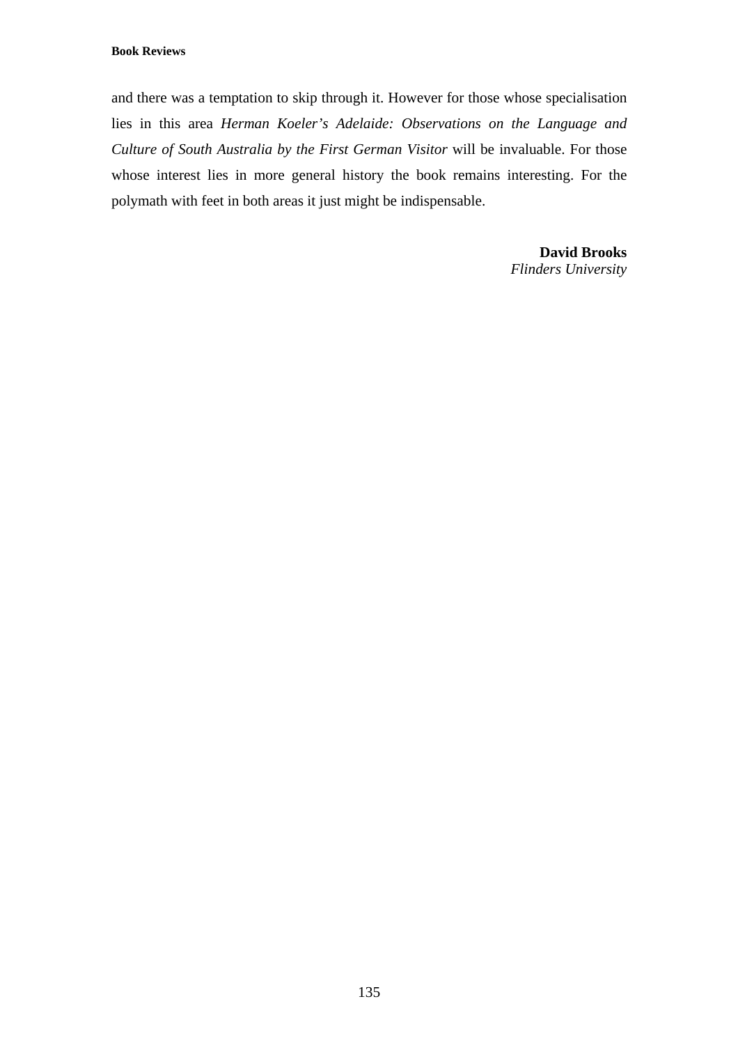and there was a temptation to skip through it. However for those whose specialisation lies in this area *Herman Koeler's Adelaide: Observations on the Language and Culture of South Australia by the First German Visitor* will be invaluable. For those whose interest lies in more general history the book remains interesting. For the polymath with feet in both areas it just might be indispensable.

**David Brooks**
*Flinders University*